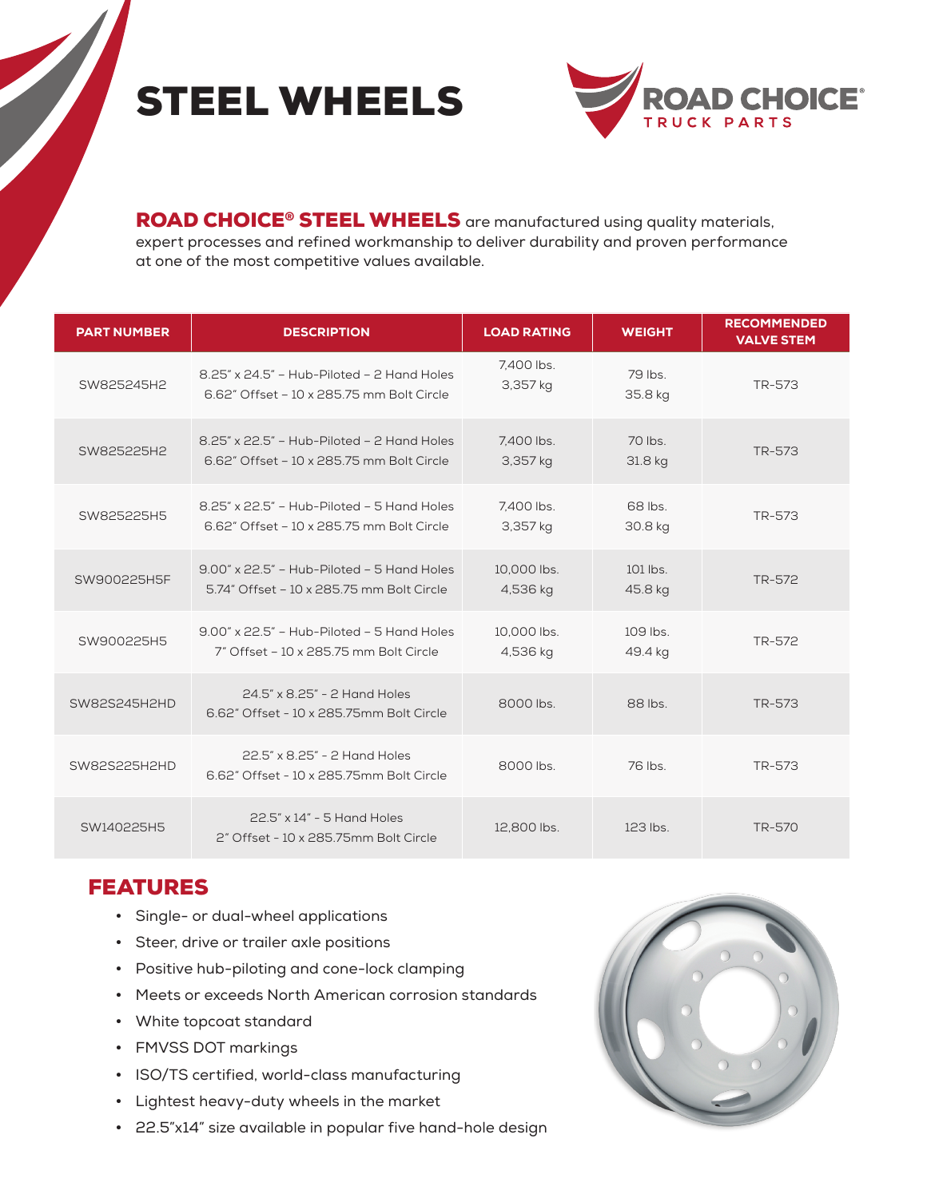# STEEL WHEELS

ROAD CHOICE TRUCK PARTS

**ROAD CHOICE® STEEL WHEELS** are manufactured using quality materials, expert processes and refined workmanship to deliver durability and proven performance at one of the most competitive values available.

| PART NUMBER | DESCRIPTION | LOAD RATING | WEIGHT | RECOMMENDED VALVE STEM |
|---|---|---|---|---|
| SW825245H2 | 8.25" x 24.5" – Hub-Piloted – 2 Hand Holes 6.62" Offset – 10 x 285.75 mm Bolt Circle | 7,400 lbs. 3,357 kg | 79 lbs. 35.8 kg | TR-573 |
| SW825225H2 | 8.25" x 22.5" – Hub-Piloted – 2 Hand Holes 6.62" Offset – 10 x 285.75 mm Bolt Circle | 7,400 lbs. 3,357 kg | 70 lbs. 31.8 kg | TR-573 |
| SW825225H5 | 8.25" x 22.5" – Hub-Piloted – 5 Hand Holes 6.62" Offset – 10 x 285.75 mm Bolt Circle | 7,400 lbs. 3,357 kg | 68 lbs. 30.8 kg | TR-573 |
| SW900225H5F | 9.00" x 22.5" – Hub-Piloted – 5 Hand Holes 5.74" Offset – 10 x 285.75 mm Bolt Circle | 10,000 lbs. 4,536 kg | 101 lbs. 45.8 kg | TR-572 |
| SW900225H5 | 9.00" x 22.5" – Hub-Piloted – 5 Hand Holes 7" Offset – 10 x 285.75 mm Bolt Circle | 10,000 lbs. 4,536 kg | 109 lbs. 49.4 kg | TR-572 |
| SW82S245H2HD | 24.5" x 8.25" - 2 Hand Holes 6.62" Offset - 10 x 285.75mm Bolt Circle | 8000 lbs. | 88 lbs. | TR-573 |
| SW82S225H2HD | 22.5" x 8.25" - 2 Hand Holes 6.62" Offset - 10 x 285.75mm Bolt Circle | 8000 lbs. | 76 lbs. | TR-573 |
| SW140225H5 | 22.5" x 14" - 5 Hand Holes 2" Offset - 10 x 285.75mm Bolt Circle | 12,800 lbs. | 123 lbs. | TR-570 |

## FEATURES

- Single- or dual-wheel applications
- Steer, drive or trailer axle positions
- Positive hub-piloting and cone-lock clamping
- Meets or exceeds North American corrosion standards
- White topcoat standard
- FMVSS DOT markings
- ISO/TS certified, world-class manufacturing
- Lightest heavy-duty wheels in the market
- 22.5"x14" size available in popular five hand-hole design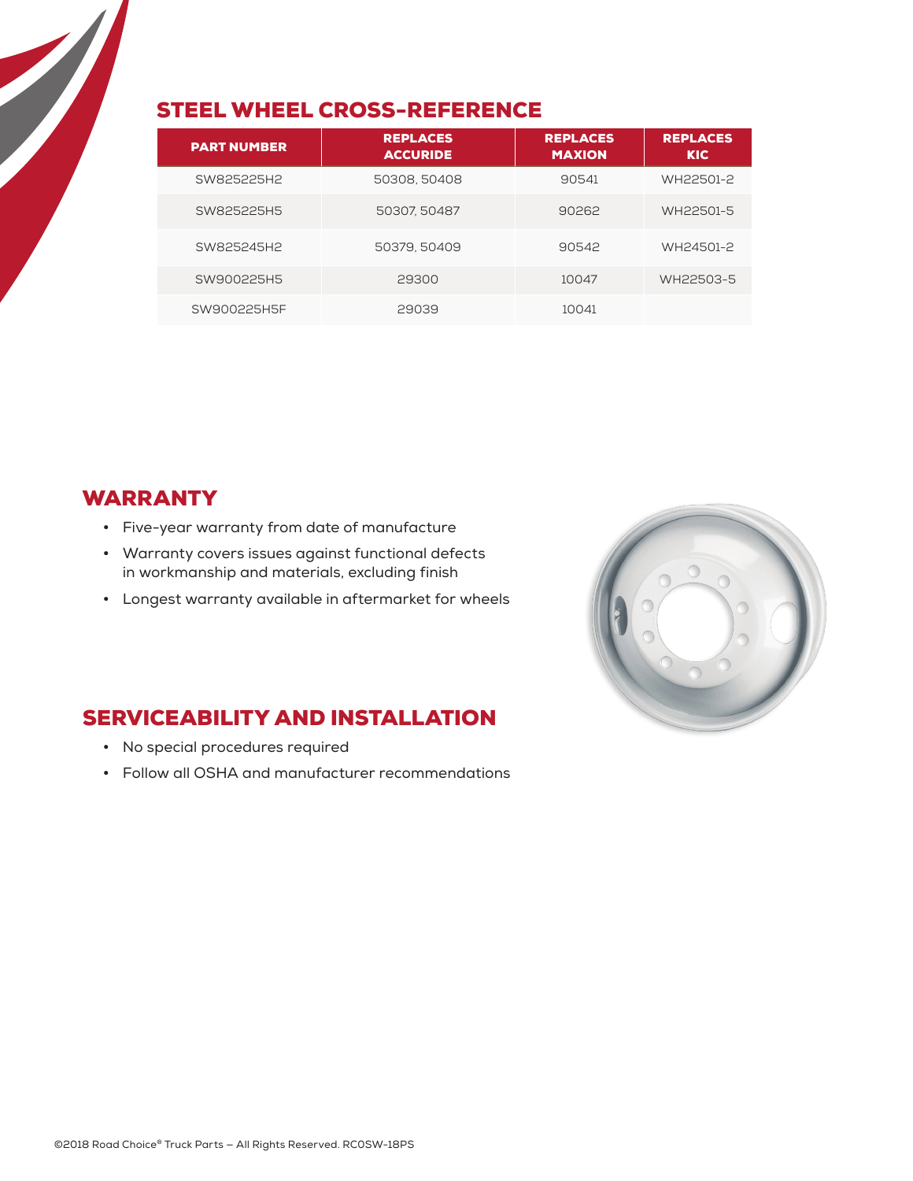## STEEL WHEEL CROSS-REFERENCE

| PART NUMBER | REPLACES ACCURIDE | REPLACES MAXION | REPLACES KIC |
|---|---|---|---|
| SW825225H2 | 50308, 50408 | 90541 | WH22501-2 |
| SW825225H5 | 50307, 50487 | 90262 | WH22501-5 |
| SW825245H2 | 50379, 50409 | 90542 | WH24501-2 |
| SW900225H5 | 29300 | 10047 | WH22503-5 |
| SW900225H5F | 29039 | 10041 | |

## WARRANTY

- Five-year warranty from date of manufacture
- Warranty covers issues against functional defects in workmanship and materials, excluding finish
- Longest warranty available in aftermarket for wheels

## SERVICEABILITY AND INSTALLATION

- No special procedures required
- Follow all OSHA and manufacturer recommendations

©2018 Road Choice® Truck Parts – All Rights Reserved. RCOSW-18PS